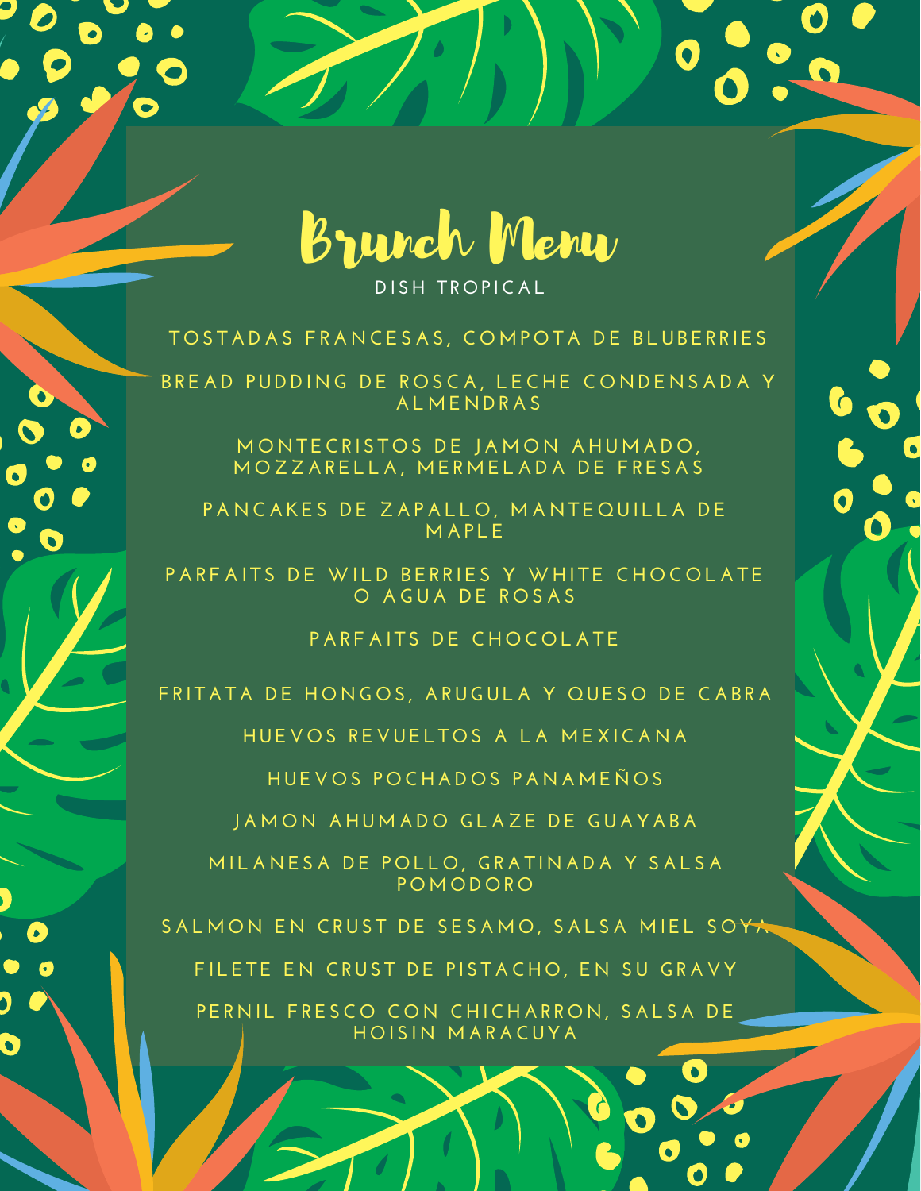# Brunch Menu

DISH TROPICAL

TOSTADAS FRANCESAS, COMPOTA DE BLUBERRIES

BREAD PUDDING DE ROSCA, LECHE CONDENSADA Y ALMENDRAS

MONTECRISTOS DE JAMON AHUMADO, MOZZARELLA, MERMELADA DE FRESAS

PANCAKES DE ZAPALLO, MANTEQUILLA DE MAPLE

PARFAITS DE WILD BERRIES Y WHITE CHOCOLATE O AGUA DE ROSAS

PARFAITS DE CHOCOLATE

FRITATA DE HONGOS, ARUGULA Y QUESO DE CABRA

HUEVOS REVUELTOS A LA MEXICANA

HUEVOS POCHADOS PANAMEÑOS

JAMON AHUMADO GLAZE DE GUAYABA

MILANESA DE POLLO, GRATINADA Y SALSA POMODORO

SALMON EN CRUST DE SESAMO, SALSA MIEL SOYA

FILETE EN CRUST DE PISTACHO, EN SU GRAVY

PERNIL FRESCO CON CHICHARRON, SALSA DE HOISIN MARACUYA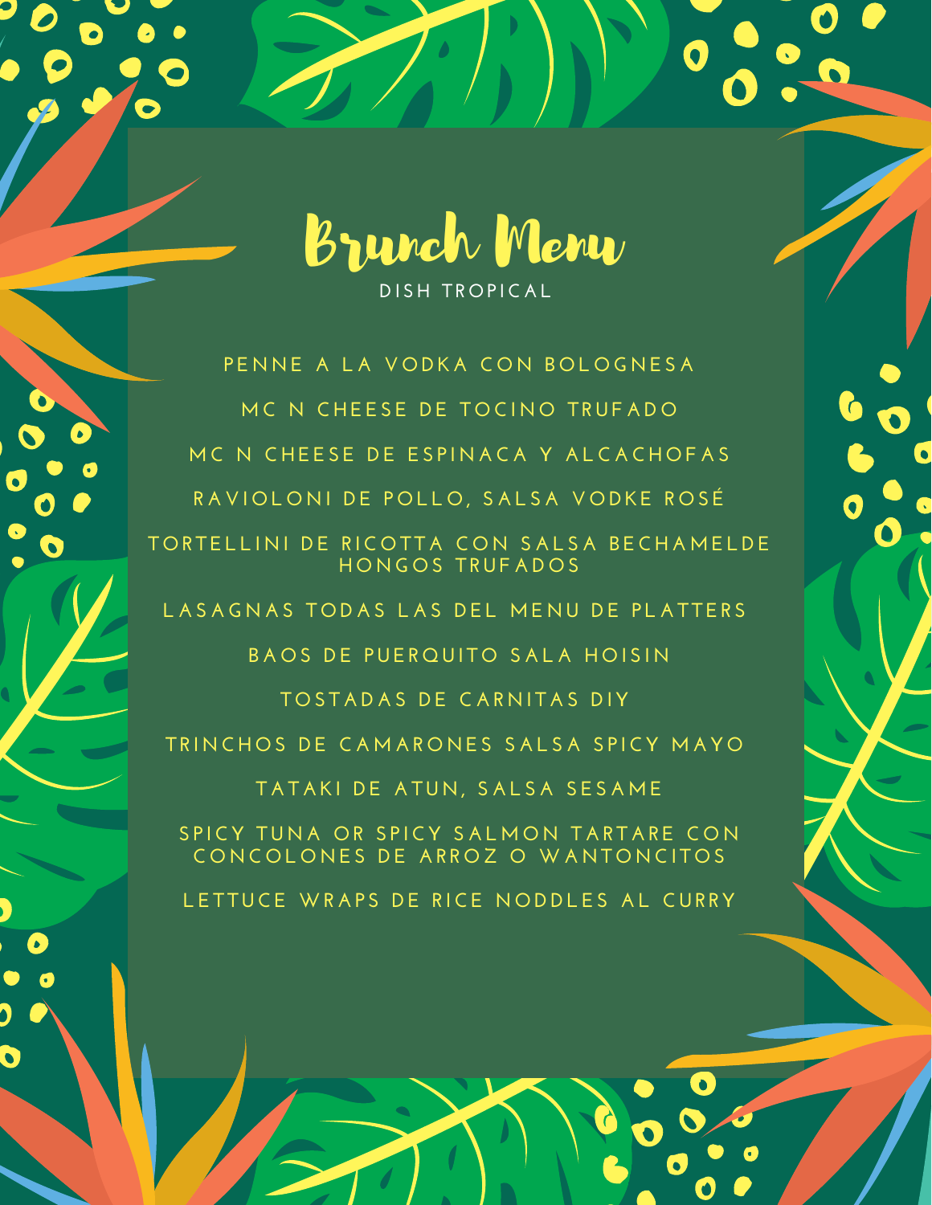# Brunch Menu

DISH TROPICAL

PENNE A LA VODKA CON BOLOGNESA

MC N CHEESE DE TOCINO TRUFADO

MC N CHEESE DE ESPINACA Y ALCACHOFAS

RAVIOLONI DE POLLO, SALSA VODKE ROSÉ

TORTELLINI DE RICOTTA CON SALSA BECHAMELDE HONGOS TRUFADOS

LASAGNAS TODAS LAS DEL MENU DE PLATTERS

BAOS DE PUERQUITO SALA HOISIN

TOSTADAS DE CARNITAS DIY

TRINCHOS DE CAMARONES SALSA SPICY MAYO

TATAKI DE ATUN, SALSA SESAME

SPICY TUNA OR SPICY SALMON TARTARE CON CONCOLONES DE ARROZ O WANTONCITOS

LETTUCE WRAPS DE RICE NODDLES AL CURRY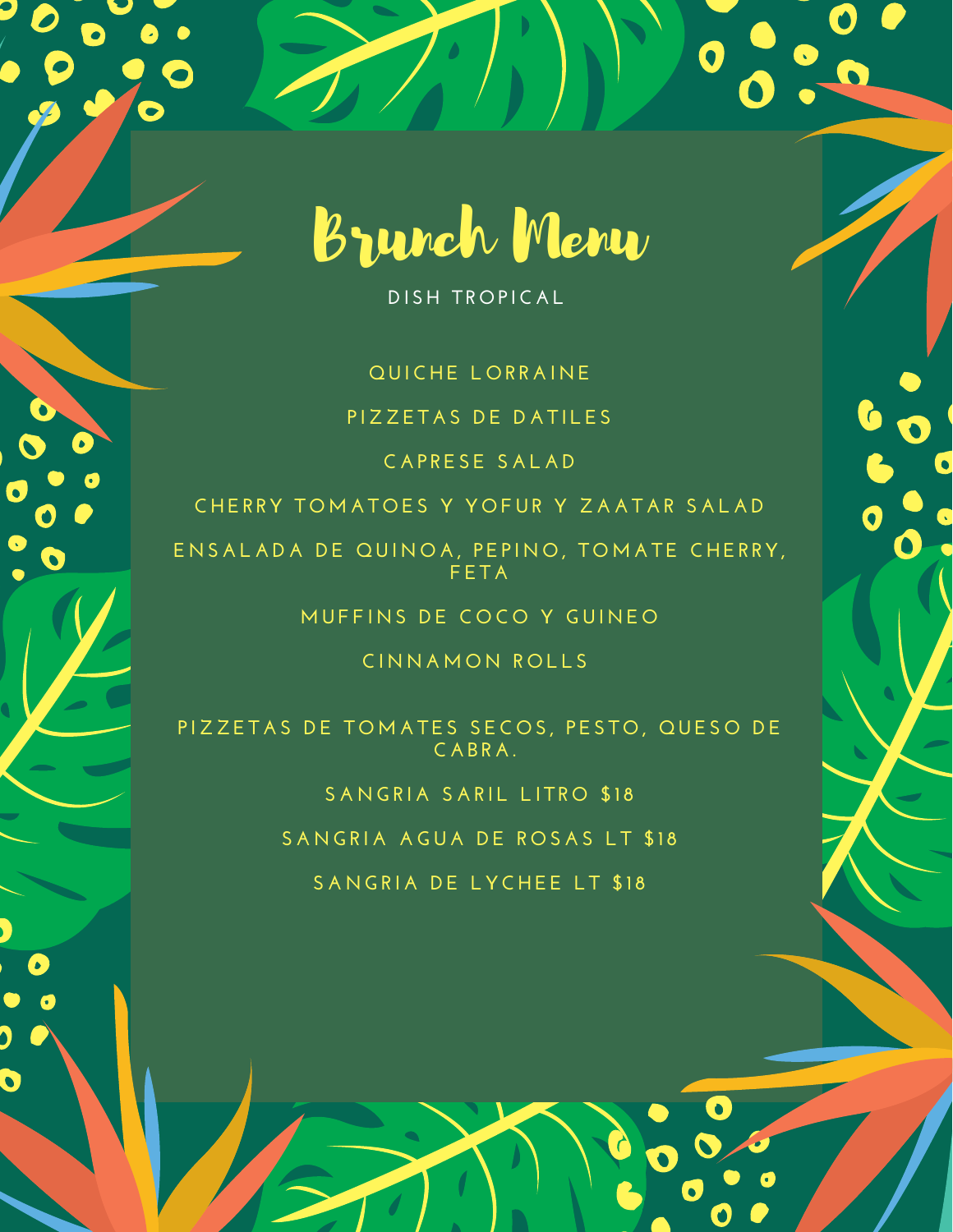# Brunch Menu

DISH TROPICAL

QUICHE LORRAINE

PIZZETAS DE DATILES

CAPRESE SALAD

CHERRY TOMATOES Y YOFUR Y ZAATAR SALAD

ENSALADA DE QUINOA, PEPINO, TOMATE CHERRY, FETA

MUFFINS DE COCO Y GUINEO

CINNAMON ROLLS

PIZZETAS DE TOMATES SECOS, PESTO, QUESO DE CABRA.

SANGRIA SARIL LITRO $18

SANGRIA AGUA DE ROSAS LT $18

SANGRIA DE LYCHEE LT $18